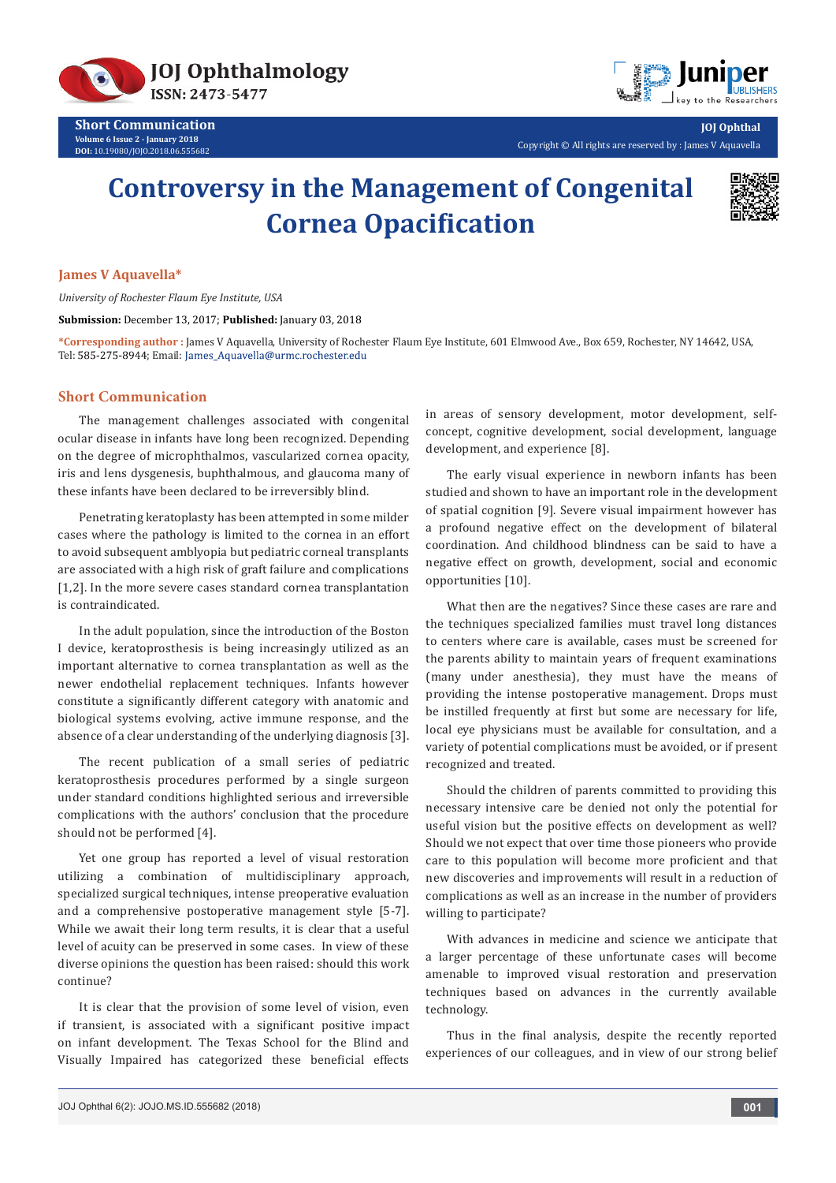Short Communication

# Controversy in the Management of Congenital Cornea Opacification

**James V Aquavella***

*University of Rochester Flaum Eye Institute, USA*

**Submission:** December 13, 2017; **Published:** January 03, 2018

***Corresponding author :** James V Aquavella, University of Rochester Flaum Eye Institute, 601 Elmwood Ave., Box 659, Rochester, NY 14642, USA, Tel: 585-275-8944; Email: James_Aquavella@urmc.rochester.edu

## Short Communication

The management challenges associated with congenital ocular disease in infants have long been recognized. Depending on the degree of microphthalmos, vascularized cornea opacity, iris and lens dysgenesis, buphthalmous, and glaucoma many of these infants have been declared to be irreversibly blind.

Penetrating keratoplasty has been attempted in some milder cases where the pathology is limited to the cornea in an effort to avoid subsequent amblyopia but pediatric corneal transplants are associated with a high risk of graft failure and complications [1,2]. In the more severe cases standard cornea transplantation is contraindicated.

In the adult population, since the introduction of the Boston I device, keratoprosthesis is being increasingly utilized as an important alternative to cornea transplantation as well as the newer endothelial replacement techniques. Infants however constitute a significantly different category with anatomic and biological systems evolving, active immune response, and the absence of a clear understanding of the underlying diagnosis [3].

The recent publication of a small series of pediatric keratoprosthesis procedures performed by a single surgeon under standard conditions highlighted serious and irreversible complications with the authors' conclusion that the procedure should not be performed [4].

Yet one group has reported a level of visual restoration utilizing a combination of multidisciplinary approach, specialized surgical techniques, intense preoperative evaluation and a comprehensive postoperative management style [5-7]. While we await their long term results, it is clear that a useful level of acuity can be preserved in some cases. In view of these diverse opinions the question has been raised: should this work continue?

It is clear that the provision of some level of vision, even if transient, is associated with a significant positive impact on infant development. The Texas School for the Blind and Visually Impaired has categorized these beneficial effects in areas of sensory development, motor development, self-concept, cognitive development, social development, language development, and experience [8].

The early visual experience in newborn infants has been studied and shown to have an important role in the development of spatial cognition [9]. Severe visual impairment however has a profound negative effect on the development of bilateral coordination. And childhood blindness can be said to have a negative effect on growth, development, social and economic opportunities [10].

What then are the negatives? Since these cases are rare and the techniques specialized families must travel long distances to centers where care is available, cases must be screened for the parents ability to maintain years of frequent examinations (many under anesthesia), they must have the means of providing the intense postoperative management. Drops must be instilled frequently at first but some are necessary for life, local eye physicians must be available for consultation, and a variety of potential complications must be avoided, or if present recognized and treated.

Should the children of parents committed to providing this necessary intensive care be denied not only the potential for useful vision but the positive effects on development as well? Should we not expect that over time those pioneers who provide care to this population will become more proficient and that new discoveries and improvements will result in a reduction of complications as well as an increase in the number of providers willing to participate?

With advances in medicine and science we anticipate that a larger percentage of these unfortunate cases will become amenable to improved visual restoration and preservation techniques based on advances in the currently available technology.

Thus in the final analysis, despite the recently reported experiences of our colleagues, and in view of our strong belief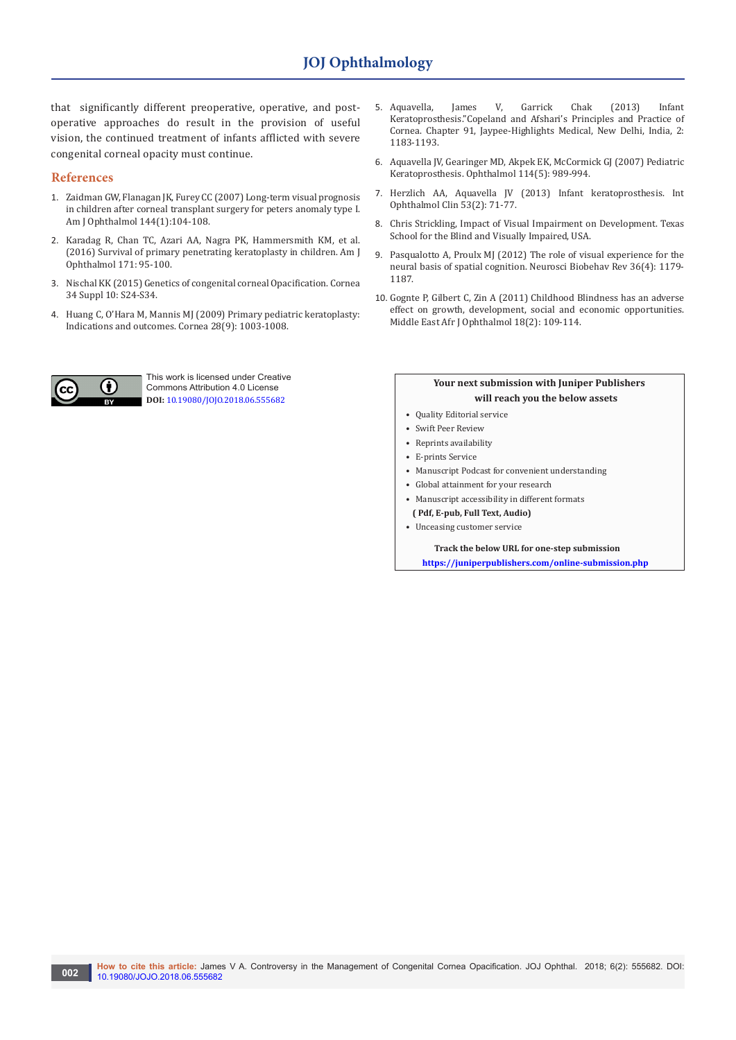that significantly different preoperative, operative, and post-operative approaches do result in the provision of useful vision, the continued treatment of infants afflicted with severe congenital corneal opacity must continue.

## References

1. Zaidman GW, Flanagan JK, Furey CC (2007) Long-term visual prognosis in children after corneal transplant surgery for peters anomaly type I. Am J Ophthalmol 144(1):104-108.
2. Karadag R, Chan TC, Azari AA, Nagra PK, Hammersmith KM, et al. (2016) Survival of primary penetrating keratoplasty in children. Am J Ophthalmol 171: 95-100.
3. Nischal KK (2015) Genetics of congenital corneal Opacification. Cornea 34 Suppl 10: S24-S34.
4. Huang C, O'Hara M, Mannis MJ (2009) Primary pediatric keratoplasty: Indications and outcomes. Cornea 28(9): 1003-1008.
5. Aquavella, James V, Garrick Chak (2013) Infant Keratoprosthesis."Copeland and Afshari's Principles and Practice of Cornea. Chapter 91, Jaypee-Highlights Medical, New Delhi, India, 2: 1183-1193.
6. Aquavella JV, Gearinger MD, Akpek EK, McCormick GJ (2007) Pediatric Keratoprosthesis. Ophthalmol 114(5): 989-994.
7. Herzlich AA, Aquavella JV (2013) Infant keratoprosthesis. Int Ophthalmol Clin 53(2): 71-77.
8. Chris Strickling, Impact of Visual Impairment on Development. Texas School for the Blind and Visually Impaired, USA.
9. Pasqualotto A, Proulx MJ (2012) The role of visual experience for the neural basis of spatial cognition. Neurosci Biobehav Rev 36(4): 1179-1187.
10. Gognte P, Gilbert C, Zin A (2011) Childhood Blindness has an adverse effect on growth, development, social and economic opportunities. Middle East Afr J Ophthalmol 18(2): 109-114.

This work is licensed under Creative Commons Attribution 4.0 License
**DOI:** 10.19080/JOJO.2018.06.555682

**Your next submission with Juniper Publishers will reach you the below assets**

- Quality Editorial service
- Swift Peer Review
- Reprints availability
- E-prints Service
- Manuscript Podcast for convenient understanding
- Global attainment for your research
- Manuscript accessibility in different formats
  **( Pdf, E-pub, Full Text, Audio)**
- Unceasing customer service

**Track the below URL for one-step submission**
**https://juniperpublishers.com/online-submission.php**

**How to cite this article:** James V A. Controversy in the Management of Congenital Cornea Opacification. JOJ Ophthal. 2018; 6(2): 555682. DOI: 10.19080/JOJO.2018.06.555682